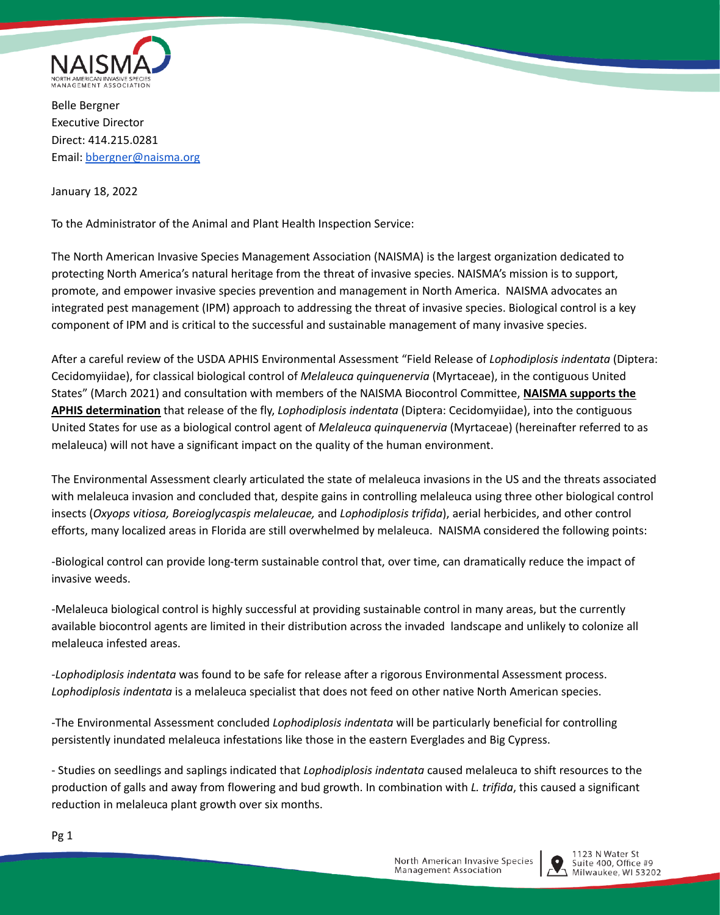NAISMA
NORTH AMERICAN INVASIVE SPECIES MANAGEMENT ASSOCIATION

Belle Bergner
Executive Director
Direct: 414.215.0281
Email: bbergner@naisma.org

January 18, 2022

To the Administrator of the Animal and Plant Health Inspection Service:

The North American Invasive Species Management Association (NAISMA) is the largest organization dedicated to protecting North America's natural heritage from the threat of invasive species. NAISMA's mission is to support, promote, and empower invasive species prevention and management in North America. NAISMA advocates an integrated pest management (IPM) approach to addressing the threat of invasive species. Biological control is a key component of IPM and is critical to the successful and sustainable management of many invasive species.

After a careful review of the USDA APHIS Environmental Assessment "Field Release of *Lophodiplosis indentata* (Diptera: Cecidomyiidae), for classical biological control of *Melaleuca quinquenervia* (Myrtaceae), in the contiguous United States" (March 2021) and consultation with members of the NAISMA Biocontrol Committee, **NAISMA supports the APHIS determination** that release of the fly, *Lophodiplosis indentata* (Diptera: Cecidomyiidae), into the contiguous United States for use as a biological control agent of *Melaleuca quinquenervia* (Myrtaceae) (hereinafter referred to as melaleuca) will not have a significant impact on the quality of the human environment.

The Environmental Assessment clearly articulated the state of melaleuca invasions in the US and the threats associated with melaleuca invasion and concluded that, despite gains in controlling melaleuca using three other biological control insects (*Oxyops vitiosa, Boreioglycaspis melaleucae,* and *Lophodiplosis trifida*), aerial herbicides, and other control efforts, many localized areas in Florida are still overwhelmed by melaleuca. NAISMA considered the following points:

-Biological control can provide long-term sustainable control that, over time, can dramatically reduce the impact of invasive weeds.

-Melaleuca biological control is highly successful at providing sustainable control in many areas, but the currently available biocontrol agents are limited in their distribution across the invaded landscape and unlikely to colonize all melaleuca infested areas.

-*Lophodiplosis indentata* was found to be safe for release after a rigorous Environmental Assessment process. *Lophodiplosis indentata* is a melaleuca specialist that does not feed on other native North American species.

-The Environmental Assessment concluded *Lophodiplosis indentata* will be particularly beneficial for controlling persistently inundated melaleuca infestations like those in the eastern Everglades and Big Cypress.

- Studies on seedlings and saplings indicated that *Lophodiplosis indentata* caused melaleuca to shift resources to the production of galls and away from flowering and bud growth. In combination with *L. trifida*, this caused a significant reduction in melaleuca plant growth over six months.

North American Invasive Species Management Association | 1123 N Water St, Suite 400, Office #9, Milwaukee, WI 53202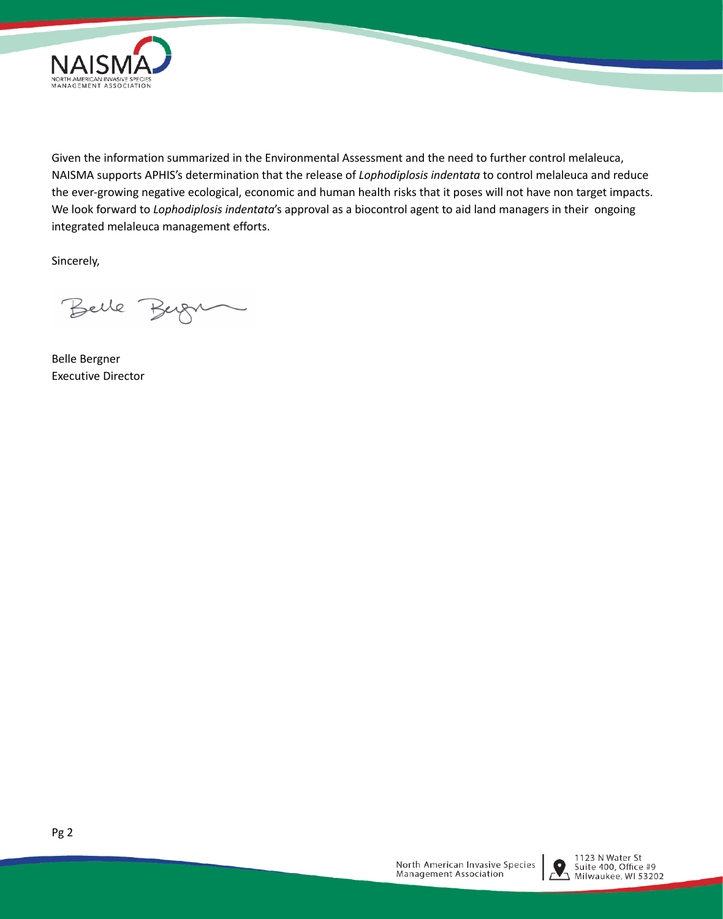Given the information summarized in the Environmental Assessment and the need to further control melaleuca, NAISMA supports APHIS's determination that the release of *Lophodiplosis indentata* to control melaleuca and reduce the ever-growing negative ecological, economic and human health risks that it poses will not have non target impacts. We look forward to *Lophodiplosis indentata*'s approval as a biocontrol agent to aid land managers in their ongoing integrated melaleuca management efforts.

Sincerely,

Belle Bergner
Executive Director